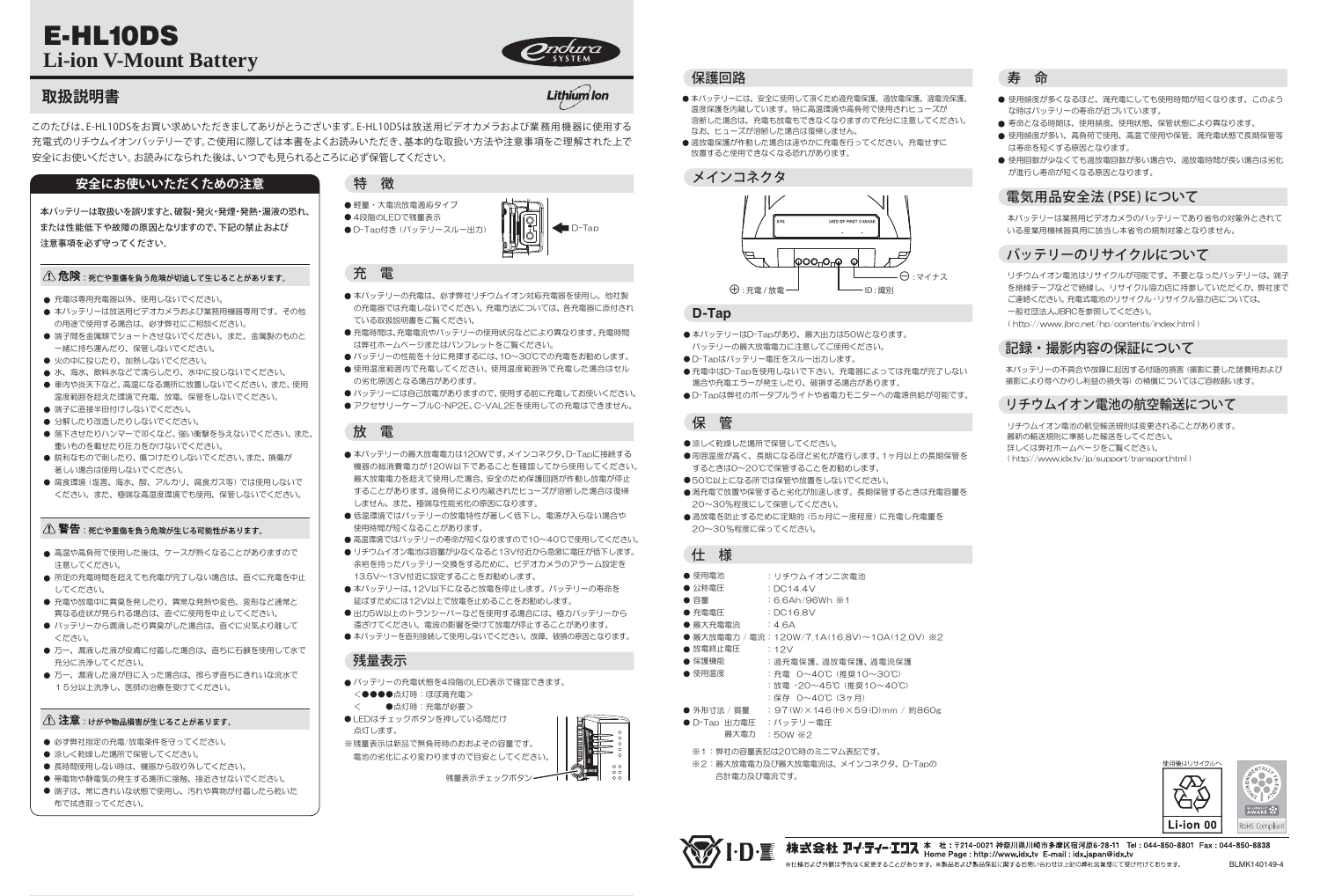# E-HL10DS
## Li-ion V-Mount Battery

endura SYSTEM

Lithium Ion

## 取扱説明書

このたびは、E-HL10DSをお買い求めいただきましてありがとうございます。E-HL10DSは放送用ビデオカメラおよび業務用機器に使用する充電式のリチウムイオンバッテリーです。ご使用に際しては本書をよくお読みいただき、基本的な取扱い方法や注意事項をご理解された上で安全にお使いください。お読みになられた後は、いつでも見られるところに必ず保管してください。

## 安全にお使いいただくための注意

**本バッテリーは取扱いを誤りますと、破裂・発火・発煙・発熱・漏液の恐れ、または性能低下や故障の原因となりますので、下記の禁止および注意事項を必ず守ってください。**

### ⚠ 危険：死亡や重傷を負う危険が切迫して生じることがあります。

- 充電は専用充電器以外、使用しないでください。
- 本バッテリーは放送用ビデオカメラおよび業務用機器専用です。その他の用途で使用する場合は、必ず弊社にご相談ください。
- 端子間を金属類でショートさせないでください。また、金属製のものと一緒に持ち運んだり、保管しないでください。
- 火の中に投じたり、加熱しないでください。
- 水、海水、飲料水などで濡らしたり、水中に投じないでください。
- 車内や炎天下など、高温になる場所に放置しないでください。また、使用温度範囲を超えた環境で充電、放電、保管をしないでください。
- 端子に直接半田付けしないでください。
- 分解したり改造したりしないでください。
- 落下させたりハンマーで叩くなど、強い衝撃を与えないでください。また、重いものを載せたり圧力をかけないでください。
- 鋭利なもので刺したり、傷つけたりしないでください。また、損傷が著しい場合は使用しないでください。
- 腐食環境（塩害、海水、酸、アルカリ、腐食ガス等）では使用しないでください。また、極端な高湿度環境でも使用、保管しないでください。

### ⚠ 警告：死亡や重傷を負う危険が生じる可能性があります。

- 高温や高負荷で使用した後は、ケースが熱くなることがありますので注意してください。
- 所定の充電時間を超えても充電が完了しない場合は、直ぐに充電を中止してください。
- 充電や放電中に異臭を発したり、異常な発熱や変色、変形など通常と異なる症状が見られる場合は、直ぐに使用を中止してください。
- バッテリーから漏液したり異臭がした場合は、直ぐに火気より離してください。
- 万一、漏液した液が皮膚に付着した場合は、直ちに石鹸を使用して水で充分に洗浄してください。
- 万一、漏液した液が目に入った場合は、擦らず直ちにきれいな流水で15分以上洗浄し、医師の治療を受けてください。

### ⚠ 注意：けがや物品損害が生じることがあります。

- 必ず弊社指定の充電/放電条件を守ってください。
- 涼しく乾燥した場所で保管してください。
- 長時間使用しない時は、機器から取り外してください。
- 帯電物や静電気の発生する場所に接触、接近させないでください。
- 端子は、常にきれいな状態で使用し、汚れや異物が付着したら乾いた布で拭き取ってください。

## 特　徴

- 軽量・大電流放電適応タイプ
- 4段階のLEDで残量表示
- D-Tap付き（バッテリースルー出力）

D-Tap

## 充　電

- 本バッテリーの充電は、必ず弊社リチウムイオン対応充電器を使用し、他社製の充電器で充電しないでください。充電方法については、各充電器に添付されている取扱説明書をご覧ください。
- 充電時間は、充電電流やバッテリーの使用状況などにより異なります。充電時間は弊社ホームページまたはパンフレットをご覧ください。
- バッテリーの性能を十分に発揮するには、10～30℃での充電をお勧めします。
- 使用温度範囲内で充電してください。使用温度範囲外で充電した場合はセルの劣化原因となる場合があります。
- バッテリーには自己放電がありますので、使用する前に充電してお使いください。
- アクセサリーケーブルC-NP2E、C-VAL2Eを使用しての充電はできません。

## 放　電

- 本バッテリーの最大放電電力は120Wです。メインコネクタ、D-Tapに接続する機器の総消費電力が120W以下であることを確認してから使用してください。最大放電電力を超えて使用した場合、安全のため保護回路が作動し放電が停止することがあります。過負荷により内蔵されたヒューズが溶断した場合は復帰しません。また、極端な性能劣化の原因になります。
- 低温環境ではバッテリーの放電特性が著しく低下し、電源が入らない場合や使用時間が短くなることがあります。
- 高温環境ではバッテリーの寿命が短くなりますので10～40℃で使用してください。
- リチウムイオン電池は容量が少なくなると13V付近から急激に電圧が低下します。余裕を持ったバッテリー交換をするために、ビデオカメラのアラーム設定を13.5V～13V付近に設定することをお勧めします。
- 本バッテリーは、12V以下になると放電を停止します。バッテリーの寿命を延ばすためには12V以上で放電を止めることをお勧めします。
- 出力5W以上のトランシーバーなどを使用する場合には、極力バッテリーから遠ざけてください。電波の影響を受けて放電が停止することがあります。
- 本バッテリーを直列接続して使用しないでください。故障、破損の原因となります。

## 残量表示

- バッテリーの充電状態を4段階のLED表示で確認できます。
  <●●●●点灯時：ほぼ満充電>
  <　　　●点灯時：充電が必要>
- LEDはチェックボタンを押している間だけ点灯します。

※残量表示は新品で無負荷時のおおよその容量です。
電池の劣化により変わりますので目安としてください。

残量表示チェックボタン

## 保護回路

- 本バッテリーには、安全に使用して頂くため過充電保護、過放電保護、過電流保護、温度保護を内蔵しています。特に高温環境や高負荷で使用されヒューズが溶断した場合は、充電も放電もできなくなりますので充分に注意してください。なお、ヒューズが溶断した場合は復帰しません。
- 過放電保護が作動した場合は速やかに充電を行ってください。充電せずに放置すると使用できなくなる恐れがあります。

## メインコネクタ

S/N　DATE OF FIRST CHARGE

⊕：充電／放電　ID：識別　⊖：マイナス

## D-Tap

- 本バッテリーはD-Tapがあり、最大出力は50Wとなります。バッテリーの最大放電電力に注意してご使用ください。
- D-Tapはバッテリー電圧をスルー出力します。
- 充電中はD-Tapを使用しないで下さい。充電器によっては充電が完了しない場合や充電エラーが発生したり、破損する場合があります。
- D-Tapは弊社のポータブルライトや省電力モニターへの電源供給が可能です。

## 保　管

- 涼しく乾燥した場所で保管してください。
- 周囲温度が高く、長期になるほど劣化が進行します。1ヶ月以上の長期保管をするときは0～20℃で保管することをお勧めします。
- 50℃以上になる所では保管や放置をしないでください。
- 満充電で放置や保管すると劣化が加速します。長期保管するときは充電容量を20～30%程度にして保管してください。
- 過放電を防止するために定期的（5ヶ月に一度程度）に充電し充電量を20～30%程度に保ってください。

## 仕　様

| 項目 | 内容 |
|---|---|
| ● 使用電池 | ：リチウムイオン二次電池 |
| ● 公称電圧 | ：DC14.4V |
| ● 容量 | ：6.6Ah/96Wh ※1 |
| ● 充電電圧 | ：DC16.8V |
| ● 最大充電電流 | ：4.6A |
| ● 最大放電電力 / 電流 | ：120W/7.1A(16.8V)～10A(12.0V) ※2 |
| ● 放電終止電圧 | ：12V |
| ● 保護機能 | ：過充電保護、過放電保護、過電流保護 |
| ● 使用温度 | ：充電　0～40℃（推奨10～30℃） |
| | ：放電　-20～45℃（推奨10～40℃） |
| | ：保存　0～40℃（3ヶ月） |
| ● 外形寸法 / 質量 | ：97(W)×146(H)×59(D)mm / 約860g |
| ● D-Tap　出力電圧 | ：バッテリー電圧 |
| 最大電力 | ：50W ※2 |

※1：弊社の容量表記は20℃時のミニマム表記です。
※2：最大放電電力及び最大放電電流は、メインコネクタ、D-Tapの合計電力及び電流です。

## 寿　命

- 使用頻度が多くなるほど、満充電にしても使用時間が短くなります。このような時はバッテリーの寿命が近づいています。
- 寿命となる時期は、使用頻度、使用状態、保管状態により異なります。
- 使用頻度が多い、高負荷で使用、高温で使用や保管、満充電状態で長期保管等は寿命を短くする原因となります。
- 使用回数が少なくても過放電回数が多い場合や、過放電時間が長い場合は劣化が進行し寿命が短くなる原因となります。

## 電気用品安全法（PSE）について

本バッテリーは業務用ビデオカメラのバッテリーであり省令の対象外とされている産業用機械器具用に該当し本省令の規制対象となりません。

## バッテリーのリサイクルについて

リチウムイオン電池はリサイクルが可能です。不要となったバッテリーは、端子を絶縁テープなどで絶縁し、リサイクル協力店に持参していただくか、弊社までご連絡ください。充電式電池のリサイクル・リサイクル協力店については、一般社団法人JBRCを参照してください。
（http://www.jbrc.net/hp/contents/index.html）

## 記録・撮影内容の保証について

本バッテリーの不具合や故障に起因する付随的損害（撮影に要した諸費用および撮影により得べかりし利益の損失等）の補償についてはご容赦願います。

## リチウムイオン電池の航空輸送について

リチウムイオン電池の航空輸送規則は変更されることがあります。
最新の輸送規則に準拠した輸送をしてください。
詳しくは弊社ホームページをご覧ください。
（http://www.idx.tv/jp/support/transport.html）

使用後はリサイクルへ　Li-ion 00　RoHS Compliant

**株式会社 アイ・ディー・エクス**　本　社：〒214-0021 神奈川県川崎市多摩区宿河原6-28-11　Tel：044-850-8801　Fax：044-850-8838
Home Page：http://www.idx.tv　E-mail：idx.japan@idx.tv

※仕様および外観は予告なく変更することがあります。※製品および製品保証に関するお問い合わせは上記の弊社営業部にて受け付けております。

BLMK140149-4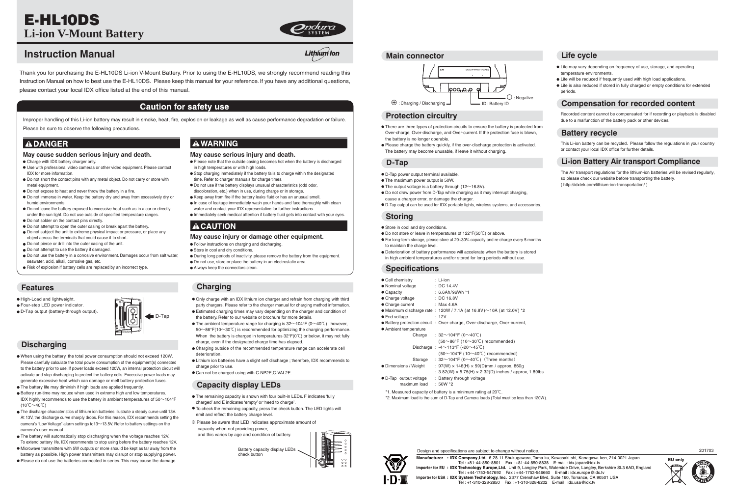# E-HL10DS
## Li-ion V-Mount Battery

# Instruction Manual

Thank you for purchasing the E-HL10DS Li-ion V-Mount Battery. Prior to using the E-HL10DS, we strongly recommend reading this Instruction Manual on how to best use the E-HL10DS. Please keep this manual for your reference. If you have any additional questions, please contact your local IDX office listed at the end of this manual.

## Caution for safety use

Improper handling of this Li-ion battery may result in smoke, heat, fire, explosion or leakage as well as cause performance degradation or failure. Please be sure to observe the following precautions.

### ⚠DANGER

**May cause sudden serious injury and death.**

- Charge with IDX battery charger only.
- Use with professional video cameras or other video equipment. Please contact IDX for more information.
- Do not short the contact pins with any metal object. Do not carry or store with metal equipment.
- Do not expose to heat and never throw the battery in a fire.
- Do not immerse in water. Keep the battery dry and away from excessively dry or humid environments.
- Do not leave the battery exposed to excessive heat such as in a car or directly under the sun light. Do not use outside of specified temperature ranges.
- Do not solder on the contact pins directly.
- Do not attempt to open the outer casing or break apart the battery.
- Do not subject the unit to extreme physical impact or pressure, or place any object across the terminals that could cause it to short.
- Do not pierce or drill into the outer casing of the unit.
- Do not attempt to use the battery if damaged.
- Do not use the battery in a corrosive environment. Damages occur from salt water, seawater, acid, alkali, corrosive gas, etc.
- Risk of explosion if battery cells are replaced by an incorrect type.

### ⚠WARNING

**May cause serious injury and death.**

- Please note that the outside casing becomes hot when the battery is discharged in high temperatures or with high loads.
- Stop charging immediately if the battery fails to charge within the designated time. Refer to charger manuals for charge times.
- Do not use if the battery displays unusual characteristics (odd odor, discoloration, etc.) when in use, during charge or in storage.
- Keep away from fire if the battery leaks fluid or has an unusual smell.
- In case of leakage immediately wash your hands and face thoroughly with clean water and contact your IDX representative for further instructions.
- Immediately seek medical attention if battery fluid gets into contact with your eyes.

### ⚠CAUTION

**May cause injury or damage other equipment.**

- Follow instructions on charging and discharging.
- Store in cool and dry conditions.
- During long periods of inactivity, please remove the battery from the equipment.
- Do not use, store or place the battery in an electrostatic area.
- Always keep the connectors clean.

## Features

- High-Load and lightweight.
- Four-step LED power indicator.
- D-Tap output (battery-through output).

D-Tap

## Discharging

- When using the battery, the total power consumption should not exceed 120W. Please carefully calculate the total power consumption of the equipment(s) connected to the battery prior to use. If power loads exceed 120W, an internal protection circuit will activate and stop discharging to protect the battery cells. Excessive power loads may generate excessive heat which can damage or melt battery protection fuses.
- The battery life may diminish if high loads are applied frequently.
- Battery run-time may reduce when used in extreme high and low temperatures. IDX highly recommends to use the battery in ambient temperatures of 50～104°F (10℃～40℃)
- The discharge characteristics of lithium ion batteries illustrate a steady curve until 13V. At 13V, the discharge curve sharply drops. For this reason, IDX recommends setting the camera's "Low Voltage" alarm settings to13～13.5V. Refer to battery settings on the camera's user manual.
- The battery will automatically stop discharging when the voltage reaches 12V. To extend battery life, IDX recommends to stop using before the battery reaches 12V.
- Microwave transmitters with 5W outputs or more should be kept as far away from the battery as possible. High power transmitters may disrupt or stop supplying power.
- Please do not use the batteries connected in series. This may cause the damage.

## Charging

- Only charge with an IDX lithium ion charger and refrain from charging with third party chargers. Please refer to the charger manual for charging method information.
- Estimated charging times may vary depending on the charger and condition of the battery. Refer to our website or brochure for more details.
- The ambient temperature range for charging is 32～104°F (0～40℃) ; however, 50～86°F(10～30℃) is recommended for optimizing the charging performance. When the battery is charged in temperatures 32°F(0℃) or below, it may not fully charge, even if the designated charge time has elapsed.
- Charging outside of the recommended temperature range can accelerate cell deterioration.
- Lithium ion batteries have a slight self discharge ; therefore, IDX recommends to charge prior to use.
- Can not be charged using with C-NP2E,C-VAL2E.

## Capacity display LEDs

- The remaining capacity is shown with four built-in LEDs. F indicates 'fully charged' and E indicates 'empty' or 'need to charge'.
- To check the remaining capacity, press the check button. The LED lights will emit and reflect the battery charge level.

※ Please be aware that LED indicates approximate amount of capacity when not providing power, and this varies by age and condition of battery.

Battery capacity display LEDs
check button

## Main connector

⊕ : Charging / Discharging
⊖ : Negative
ID : Battery ID

## Protection circuitry

- There are three types of protection circuits to ensure the battery is protected from Over-charge, Over-discharge, and Over-current. If the protection fuse is blown, the battery is no longer operable.
- Please charge the battery quickly, if the over-discharge protection is activated. The battery may become unusable, if leave it without charging.

## D-Tap

- D-Tap power output terminal available.
- The maximum power output is 50W.
- The output voltage is a battery through (12～16.8V).
- Do not draw power from D-Tap while charging as it may interrupt charging, cause a charger error, or damage the charger.
- D-Tap output can be used for IDX portable lights, wireless systems, and accessories.

## Storing

- Store in cool and dry conditions.
- Do not store or leave in temperatures of 122°F(50℃) or above.
- For long-term storage, please store at 20~30% capacity and re-charge every 5 months to maintain the charge level.
- Deterioration of battery performance will accelerate when the battery is stored in high ambient temperatures and/or stored for long periods without use.

## Specifications

| | | |
|---|---|---|
| Cell chemistry | | : Li-ion |
| Nominal voltage | | : DC 14.4V |
| Capacity | | : 6.6Ah/96Wh *1 |
| Charge voltage | | : DC 16.8V |
| Charge current | | : Max 4.6A |
| Maximum discharge rate | | : 120W / 7.1A (at 16.8V)～10A (at 12.0V) *2 |
| End voltage | | : 12V |
| Battery protection circuit | | : Over-charge, Over-discharge, Over-current, |
| Ambient temperature | Charge | : 32～104°F (0～40℃) (50～86°F (10～30℃) recommended) |
| | Discharge | : -4～113°F (-20～45℃) (50～104°F (10～40℃) recommended) |
| | Storage | : 32～104°F (0～40℃) (Three months) |
| Dimensions / Weight | | : 97(W) × 146(H) × 59(D)mm / approx, 860g<br>: 3.82(W) × 5.75(H) × 2.32(D) inches / approx, 1.89lbs |
| D-Tap output voltage | | : Battery through voltage |
| maximum load | | : 50W *2 |

*1. Measured capacity of battery is a minimum rating at 20℃.

*2. Maximum load is the sum of D-Tap and Camera loads (Total must be less than 120W).

## Life cycle

- Life may vary depending on frequency of use, storage, and operating temperature environments.
- Life will be reduced if frequently used with high load applications.
- Life is also reduced if stored in fully charged or empty conditions for extended periods.

## Compensation for recorded content

Recorded content cannot be compensated for if recording or playback is disabled due to a malfunction of the battery pack or other devices.

## Battery recycle

This Li-ion battery can be recycled. Please follow the regulations in your country or contact your local IDX office for further details.

## Li-ion Battery Air transport Compliance

The Air transport regulations for the lithium-ion batteries will be revised regularly, so please check our website before transporting the battery.
( http://idxtek.com/lithium-ion-transportation/ )

Design and specifications are subject to change without notice.

201703

**Manufacturer : IDX Company,Ltd.** 6-28-11 Shukugawara, Tama-ku, Kawasaki-shi, Kanagawa-ken, 214-0021 Japan
Tel : +81-44-850-8801 Fax : +81-44-850-8838 E-mail : idx.japan@idx.tv

**Importer for EU : IDX Technology Europe,Ltd.** Unit 9, Langley Park, Waterside Drive, Langley, Berkshire SL3 6AD, England
Tel : +44-1753-547692 Fax : +44-1753-546660 E-mail : idx.europe@idx.tv

**Importer for USA : IDX System Technology, Inc.** 2377 Crenshaw Blvd, Suite 160, Torrance, CA 90501 USA
Tel : +1-310-328-2850 Fax : +1-310-328-8202 E-mail : idx.usa@idx.tv

EU only